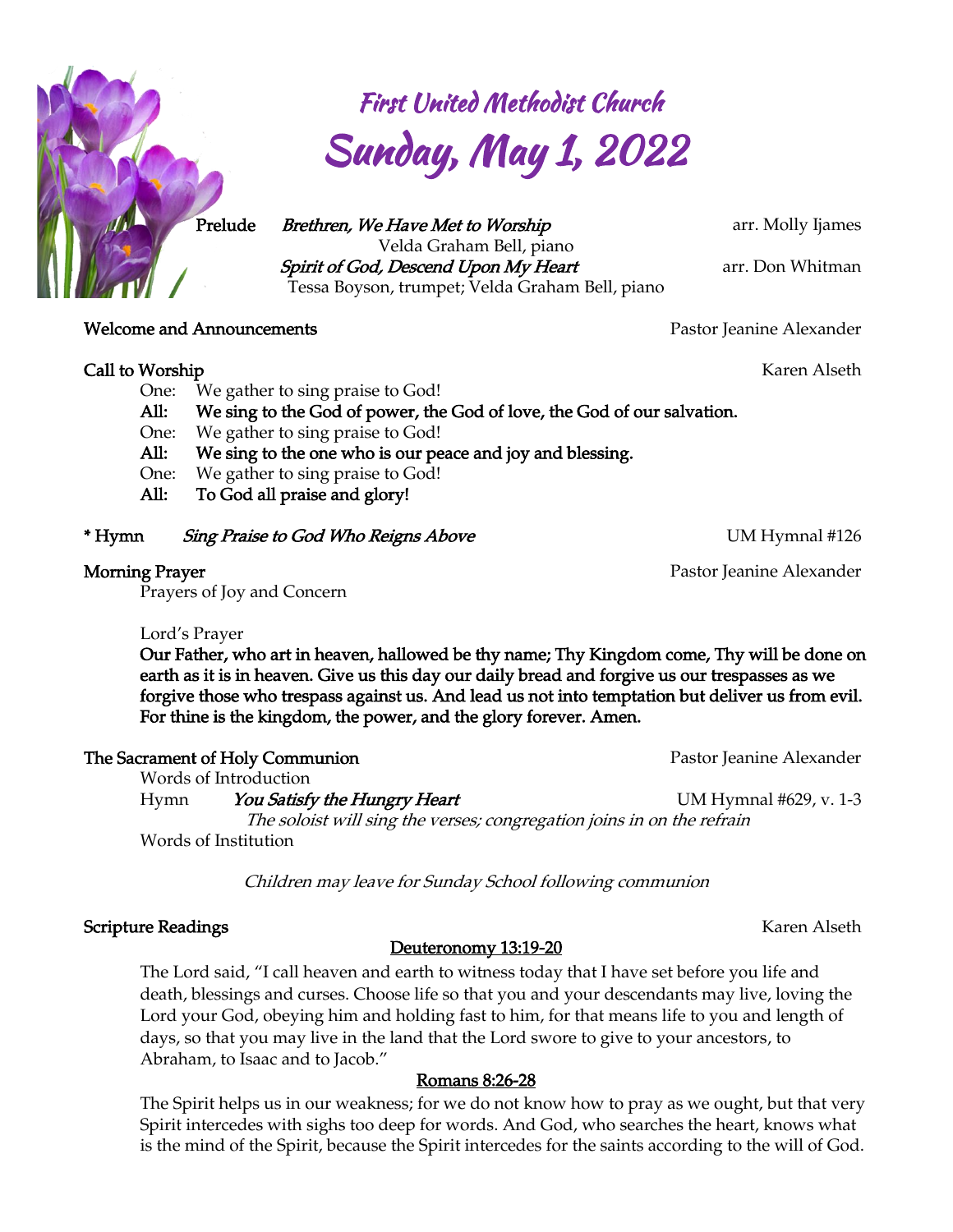# First United Methodist Church

# Sunday, May 1, 2022

**Prelude** *Brethren, We Have Met to Worship* arr. Molly Ijames
Velda Graham Bell, piano
*Spirit of God, Descend Upon My Heart* arr. Don Whitman
Tessa Boyson, trumpet; Velda Graham Bell, piano

**Welcome and Announcements** Pastor Jeanine Alexander

**Call to Worship** Karen Alseth

One: We gather to sing praise to God!
**All: We sing to the God of power, the God of love, the God of our salvation.**
One: We gather to sing praise to God!
**All: We sing to the one who is our peace and joy and blessing.**
One: We gather to sing praise to God!
**All: To God all praise and glory!**

**\* Hymn** *Sing Praise to God Who Reigns Above* UM Hymnal #126

**Morning Prayer** Pastor Jeanine Alexander

Prayers of Joy and Concern

Lord's Prayer

**Our Father, who art in heaven, hallowed be thy name; Thy Kingdom come, Thy will be done on earth as it is in heaven. Give us this day our daily bread and forgive us our trespasses as we forgive those who trespass against us. And lead us not into temptation but deliver us from evil. For thine is the kingdom, the power, and the glory forever. Amen.**

**The Sacrament of Holy Communion** Pastor Jeanine Alexander

Words of Introduction

Hymn *You Satisfy the Hungry Heart* UM Hymnal #629, v. 1-3

*The soloist will sing the verses; congregation joins in on the refrain*

Words of Institution

*Children may leave for Sunday School following communion*

**Scripture Readings** Karen Alseth

**Deuteronomy 13:19-20**

The Lord said, "I call heaven and earth to witness today that I have set before you life and death, blessings and curses. Choose life so that you and your descendants may live, loving the Lord your God, obeying him and holding fast to him, for that means life to you and length of days, so that you may live in the land that the Lord swore to give to your ancestors, to Abraham, to Isaac and to Jacob."

**Romans 8:26-28**

The Spirit helps us in our weakness; for we do not know how to pray as we ought, but that very Spirit intercedes with sighs too deep for words. And God, who searches the heart, knows what is the mind of the Spirit, because the Spirit intercedes for the saints according to the will of God.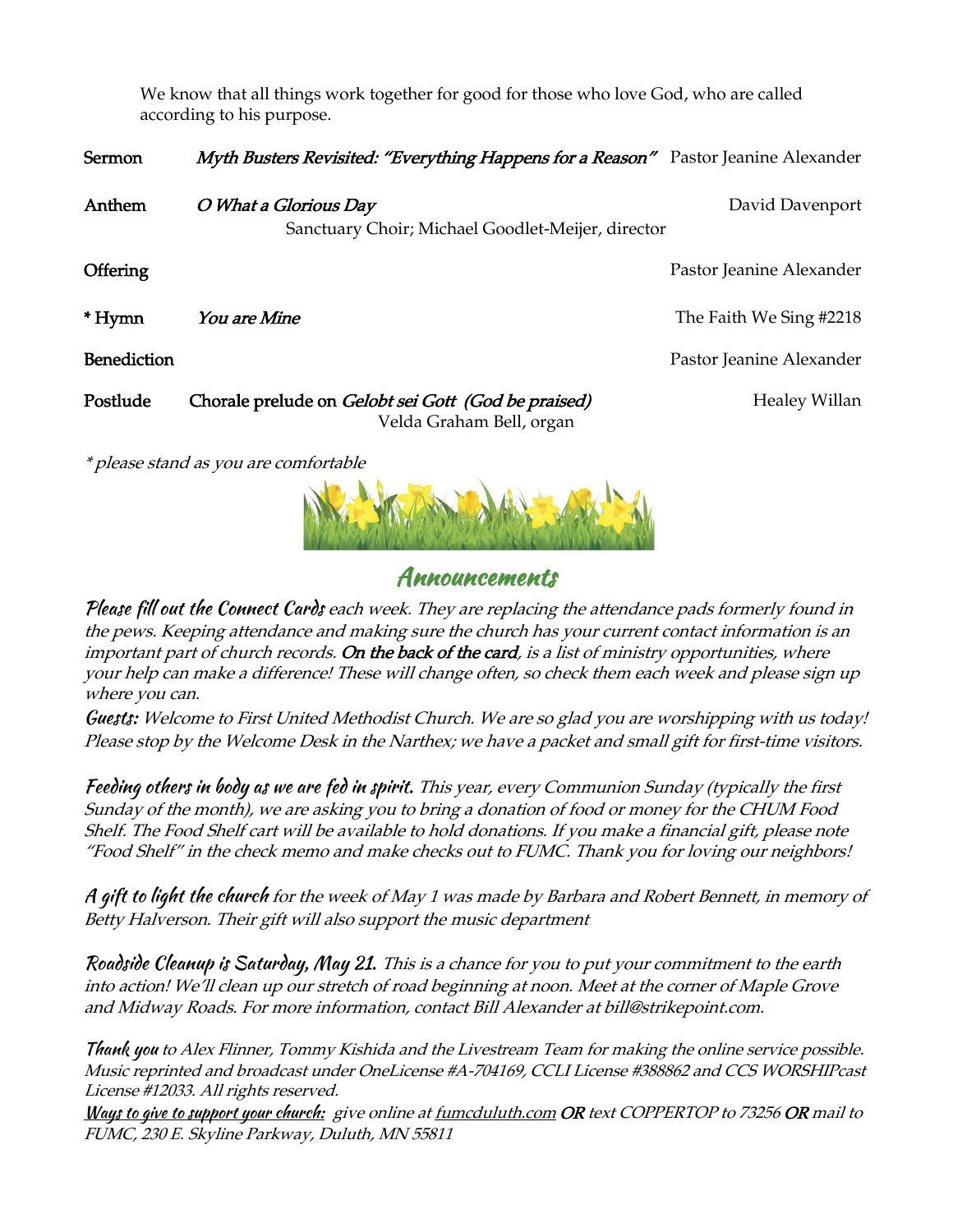We know that all things work together for good for those who love God, who are called according to his purpose.

| | | |
|---|---|---|
| Sermon | *Myth Busters Revisited: "Everything Happens for a Reason"* | Pastor Jeanine Alexander |
| Anthem | *O What a Glorious Day*<br>Sanctuary Choir; Michael Goodlet-Meijer, director | David Davenport |
| Offering | | Pastor Jeanine Alexander |
| * Hymn | *You are Mine* | The Faith We Sing #2218 |
| Benediction | | Pastor Jeanine Alexander |
| Postlude | Chorale prelude on *Gelobt sei Gott (God be praised)*<br>Velda Graham Bell, organ | Healey Willan |

*\* please stand as you are comfortable*

## Announcements

***Please fill out the Connect Cards*** *each week. They are replacing the attendance pads formerly found in the pews. Keeping attendance and making sure the church has your current contact information is an important part of church records.* ***On the back of the card****, is a list of ministry opportunities, where your help can make a difference! These will change often, so check them each week and please sign up where you can.*

***Guests:*** *Welcome to First United Methodist Church. We are so glad you are worshipping with us today! Please stop by the Welcome Desk in the Narthex; we have a packet and small gift for first-time visitors.*

***Feeding others in body as we are fed in spirit.*** *This year, every Communion Sunday (typically the first Sunday of the month), we are asking you to bring a donation of food or money for the CHUM Food Shelf. The Food Shelf cart will be available to hold donations. If you make a financial gift, please note "Food Shelf" in the check memo and make checks out to FUMC. Thank you for loving our neighbors!*

***A gift to light the church*** *for the week of May 1 was made by Barbara and Robert Bennett, in memory of Betty Halverson. Their gift will also support the music department*

***Roadside Cleanup is Saturday, May 21.*** *This is a chance for you to put your commitment to the earth into action! We'll clean up our stretch of road beginning at noon. Meet at the corner of Maple Grove and Midway Roads. For more information, contact Bill Alexander at bill@strikepoint.com.*

***Thank you*** *to Alex Flinner, Tommy Kishida and the Livestream Team for making the online service possible. Music reprinted and broadcast under OneLicense #A-704169, CCLI License #388862 and CCS WORSHIPcast License #12033. All rights reserved.*

***Ways to give to support your church:*** *give online at fumcduluth.com* ***OR*** *text COPPERTOP to 73256* ***OR*** *mail to FUMC, 230 E. Skyline Parkway, Duluth, MN 55811*